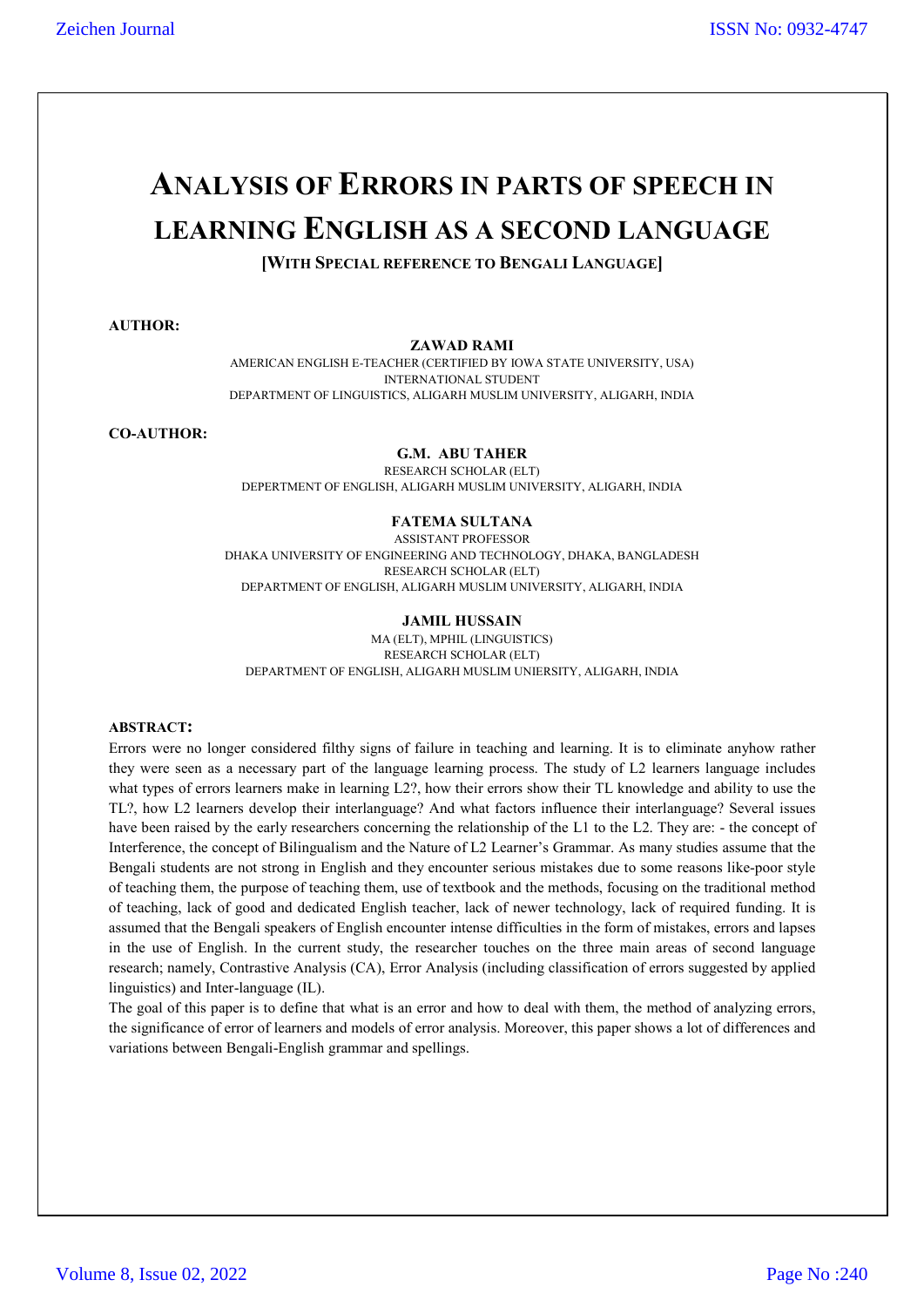# Analysis of Errors in parts of speech in learning English as a second language

**[With Special reference to Bengali Language]**

**AUTHOR:**

**ZAWAD RAMI**
AMERICAN ENGLISH E-TEACHER (CERTIFIED BY IOWA STATE UNIVERSITY, USA)
INTERNATIONAL STUDENT
DEPARTMENT OF LINGUISTICS, ALIGARH MUSLIM UNIVERSITY, ALIGARH, INDIA

**CO-AUTHOR:**

**G.M. ABU TAHER**
RESEARCH SCHOLAR (ELT)
DEPERTMENT OF ENGLISH, ALIGARH MUSLIM UNIVERSITY, ALIGARH, INDIA

**FATEMA SULTANA**
ASSISTANT PROFESSOR
DHAKA UNIVERSITY OF ENGINEERING AND TECHNOLOGY, DHAKA, BANGLADESH
RESEARCH SCHOLAR (ELT)
DEPARTMENT OF ENGLISH, ALIGARH MUSLIM UNIVERSITY, ALIGARH, INDIA

**JAMIL HUSSAIN**
MA (ELT), MPHIL (LINGUISTICS)
RESEARCH SCHOLAR (ELT)
DEPARTMENT OF ENGLISH, ALIGARH MUSLIM UNIERSITY, ALIGARH, INDIA

**ABSTRACT:**

Errors were no longer considered filthy signs of failure in teaching and learning. It is to eliminate anyhow rather they were seen as a necessary part of the language learning process. The study of L2 learners language includes what types of errors learners make in learning L2?, how their errors show their TL knowledge and ability to use the TL?, how L2 learners develop their interlanguage? And what factors influence their interlanguage? Several issues have been raised by the early researchers concerning the relationship of the L1 to the L2. They are: - the concept of Interference, the concept of Bilingualism and the Nature of L2 Learner's Grammar. As many studies assume that the Bengali students are not strong in English and they encounter serious mistakes due to some reasons like-poor style of teaching them, the purpose of teaching them, use of textbook and the methods, focusing on the traditional method of teaching, lack of good and dedicated English teacher, lack of newer technology, lack of required funding. It is assumed that the Bengali speakers of English encounter intense difficulties in the form of mistakes, errors and lapses in the use of English. In the current study, the researcher touches on the three main areas of second language research; namely, Contrastive Analysis (CA), Error Analysis (including classification of errors suggested by applied linguistics) and Inter-language (IL).

The goal of this paper is to define that what is an error and how to deal with them, the method of analyzing errors, the significance of error of learners and models of error analysis. Moreover, this paper shows a lot of differences and variations between Bengali-English grammar and spellings.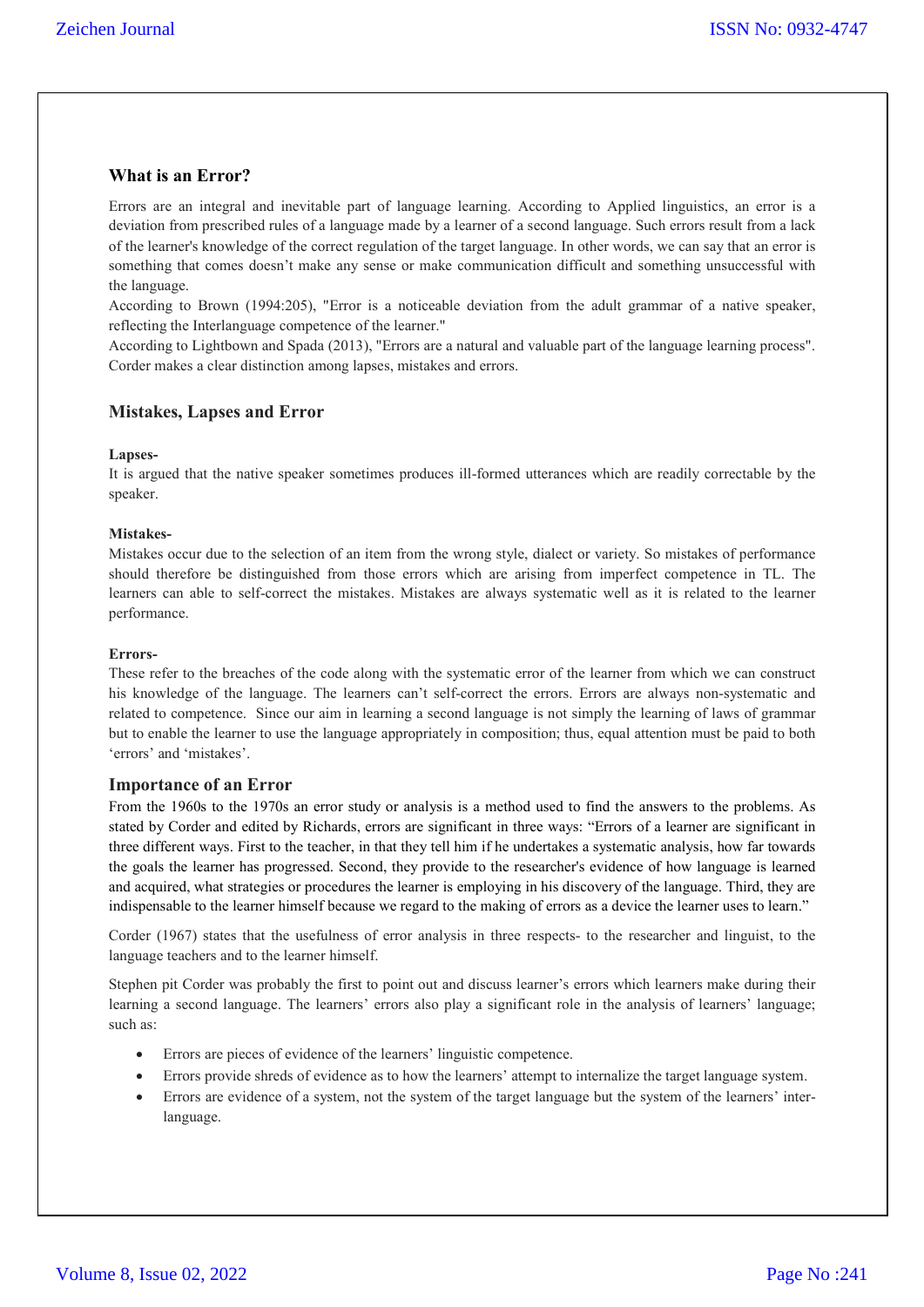## What is an Error?

Errors are an integral and inevitable part of language learning. According to Applied linguistics, an error is a deviation from prescribed rules of a language made by a learner of a second language. Such errors result from a lack of the learner's knowledge of the correct regulation of the target language. In other words, we can say that an error is something that comes doesn't make any sense or make communication difficult and something unsuccessful with the language.

According to Brown (1994:205), "Error is a noticeable deviation from the adult grammar of a native speaker, reflecting the Interlanguage competence of the learner."

According to Lightbown and Spada (2013), "Errors are a natural and valuable part of the language learning process". Corder makes a clear distinction among lapses, mistakes and errors.

## Mistakes, Lapses and Error

**Lapses-**

It is argued that the native speaker sometimes produces ill-formed utterances which are readily correctable by the speaker.

**Mistakes-**

Mistakes occur due to the selection of an item from the wrong style, dialect or variety. So mistakes of performance should therefore be distinguished from those errors which are arising from imperfect competence in TL. The learners can able to self-correct the mistakes. Mistakes are always systematic well as it is related to the learner performance.

**Errors-**

These refer to the breaches of the code along with the systematic error of the learner from which we can construct his knowledge of the language. The learners can't self-correct the errors. Errors are always non-systematic and related to competence. Since our aim in learning a second language is not simply the learning of laws of grammar but to enable the learner to use the language appropriately in composition; thus, equal attention must be paid to both 'errors' and 'mistakes'.

## Importance of an Error

From the 1960s to the 1970s an error study or analysis is a method used to find the answers to the problems. As stated by Corder and edited by Richards, errors are significant in three ways: "Errors of a learner are significant in three different ways. First to the teacher, in that they tell him if he undertakes a systematic analysis, how far towards the goals the learner has progressed. Second, they provide to the researcher's evidence of how language is learned and acquired, what strategies or procedures the learner is employing in his discovery of the language. Third, they are indispensable to the learner himself because we regard to the making of errors as a device the learner uses to learn."

Corder (1967) states that the usefulness of error analysis in three respects- to the researcher and linguist, to the language teachers and to the learner himself.

Stephen pit Corder was probably the first to point out and discuss learner's errors which learners make during their learning a second language. The learners' errors also play a significant role in the analysis of learners' language; such as:

- Errors are pieces of evidence of the learners' linguistic competence.
- Errors provide shreds of evidence as to how the learners' attempt to internalize the target language system.
- Errors are evidence of a system, not the system of the target language but the system of the learners' inter-language.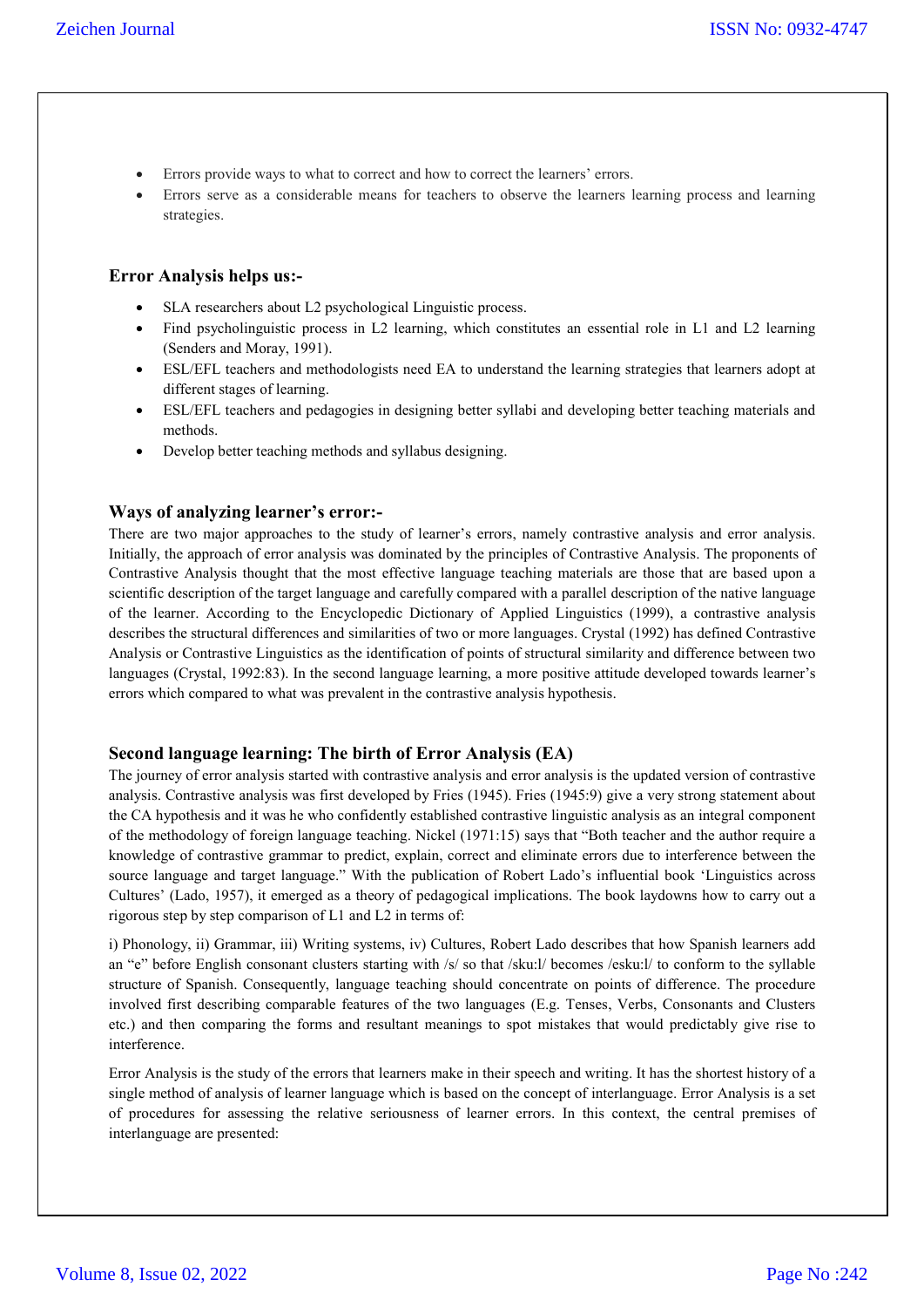- Errors provide ways to what to correct and how to correct the learners' errors.
- Errors serve as a considerable means for teachers to observe the learners learning process and learning strategies.

### Error Analysis helps us:-

- SLA researchers about L2 psychological Linguistic process.
- Find psycholinguistic process in L2 learning, which constitutes an essential role in L1 and L2 learning (Senders and Moray, 1991).
- ESL/EFL teachers and methodologists need EA to understand the learning strategies that learners adopt at different stages of learning.
- ESL/EFL teachers and pedagogies in designing better syllabi and developing better teaching materials and methods.
- Develop better teaching methods and syllabus designing.

### Ways of analyzing learner's error:-

There are two major approaches to the study of learner's errors, namely contrastive analysis and error analysis. Initially, the approach of error analysis was dominated by the principles of Contrastive Analysis. The proponents of Contrastive Analysis thought that the most effective language teaching materials are those that are based upon a scientific description of the target language and carefully compared with a parallel description of the native language of the learner. According to the Encyclopedic Dictionary of Applied Linguistics (1999), a contrastive analysis describes the structural differences and similarities of two or more languages. Crystal (1992) has defined Contrastive Analysis or Contrastive Linguistics as the identification of points of structural similarity and difference between two languages (Crystal, 1992:83). In the second language learning, a more positive attitude developed towards learner's errors which compared to what was prevalent in the contrastive analysis hypothesis.

### Second language learning: The birth of Error Analysis (EA)

The journey of error analysis started with contrastive analysis and error analysis is the updated version of contrastive analysis. Contrastive analysis was first developed by Fries (1945). Fries (1945:9) give a very strong statement about the CA hypothesis and it was he who confidently established contrastive linguistic analysis as an integral component of the methodology of foreign language teaching. Nickel (1971:15) says that "Both teacher and the author require a knowledge of contrastive grammar to predict, explain, correct and eliminate errors due to interference between the source language and target language." With the publication of Robert Lado's influential book 'Linguistics across Cultures' (Lado, 1957), it emerged as a theory of pedagogical implications. The book laydowns how to carry out a rigorous step by step comparison of L1 and L2 in terms of:

i) Phonology, ii) Grammar, iii) Writing systems, iv) Cultures, Robert Lado describes that how Spanish learners add an "e" before English consonant clusters starting with /s/ so that /sku:l/ becomes /esku:l/ to conform to the syllable structure of Spanish. Consequently, language teaching should concentrate on points of difference. The procedure involved first describing comparable features of the two languages (E.g. Tenses, Verbs, Consonants and Clusters etc.) and then comparing the forms and resultant meanings to spot mistakes that would predictably give rise to interference.

Error Analysis is the study of the errors that learners make in their speech and writing. It has the shortest history of a single method of analysis of learner language which is based on the concept of interlanguage. Error Analysis is a set of procedures for assessing the relative seriousness of learner errors. In this context, the central premises of interlanguage are presented: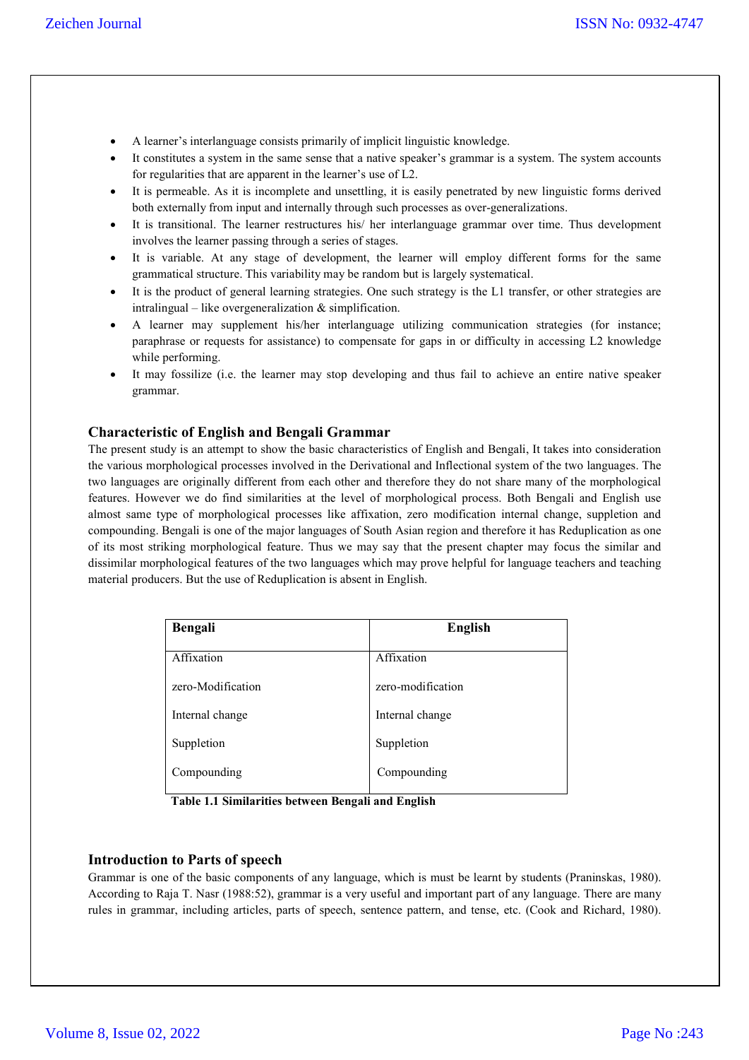- A learner's interlanguage consists primarily of implicit linguistic knowledge.
- It constitutes a system in the same sense that a native speaker's grammar is a system. The system accounts for regularities that are apparent in the learner's use of L2.
- It is permeable. As it is incomplete and unsettling, it is easily penetrated by new linguistic forms derived both externally from input and internally through such processes as over-generalizations.
- It is transitional. The learner restructures his/ her interlanguage grammar over time. Thus development involves the learner passing through a series of stages.
- It is variable. At any stage of development, the learner will employ different forms for the same grammatical structure. This variability may be random but is largely systematical.
- It is the product of general learning strategies. One such strategy is the L1 transfer, or other strategies are intralingual – like overgeneralization & simplification.
- A learner may supplement his/her interlanguage utilizing communication strategies (for instance; paraphrase or requests for assistance) to compensate for gaps in or difficulty in accessing L2 knowledge while performing.
- It may fossilize (i.e. the learner may stop developing and thus fail to achieve an entire native speaker grammar.

## Characteristic of English and Bengali Grammar

The present study is an attempt to show the basic characteristics of English and Bengali, It takes into consideration the various morphological processes involved in the Derivational and Inflectional system of the two languages. The two languages are originally different from each other and therefore they do not share many of the morphological features. However we do find similarities at the level of morphological process. Both Bengali and English use almost same type of morphological processes like affixation, zero modification internal change, suppletion and compounding. Bengali is one of the major languages of South Asian region and therefore it has Reduplication as one of its most striking morphological feature. Thus we may say that the present chapter may focus the similar and dissimilar morphological features of the two languages which may prove helpful for language teachers and teaching material producers. But the use of Reduplication is absent in English.

| Bengali | English |
|---|---|
| Affixation | Affixation |
| zero-Modification | zero-modification |
| Internal change | Internal change |
| Suppletion | Suppletion |
| Compounding | Compounding |

**Table 1.1 Similarities between Bengali and English**

## Introduction to Parts of speech

Grammar is one of the basic components of any language, which is must be learnt by students (Praninskas, 1980). According to Raja T. Nasr (1988:52), grammar is a very useful and important part of any language. There are many rules in grammar, including articles, parts of speech, sentence pattern, and tense, etc. (Cook and Richard, 1980).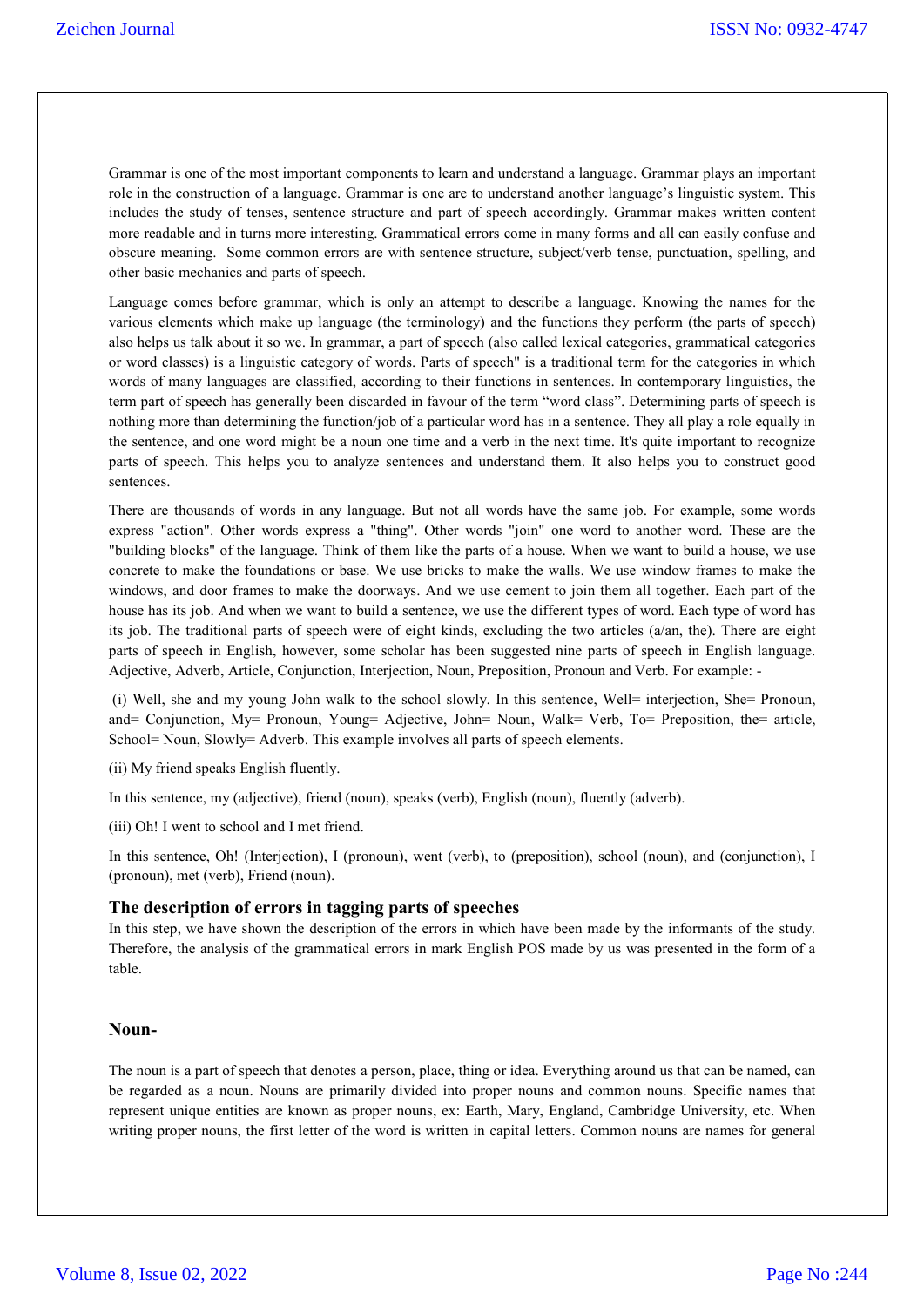Grammar is one of the most important components to learn and understand a language. Grammar plays an important role in the construction of a language. Grammar is one are to understand another language's linguistic system. This includes the study of tenses, sentence structure and part of speech accordingly. Grammar makes written content more readable and in turns more interesting. Grammatical errors come in many forms and all can easily confuse and obscure meaning. Some common errors are with sentence structure, subject/verb tense, punctuation, spelling, and other basic mechanics and parts of speech.

Language comes before grammar, which is only an attempt to describe a language. Knowing the names for the various elements which make up language (the terminology) and the functions they perform (the parts of speech) also helps us talk about it so we. In grammar, a part of speech (also called lexical categories, grammatical categories or word classes) is a linguistic category of words. Parts of speech" is a traditional term for the categories in which words of many languages are classified, according to their functions in sentences. In contemporary linguistics, the term part of speech has generally been discarded in favour of the term "word class". Determining parts of speech is nothing more than determining the function/job of a particular word has in a sentence. They all play a role equally in the sentence, and one word might be a noun one time and a verb in the next time. It's quite important to recognize parts of speech. This helps you to analyze sentences and understand them. It also helps you to construct good sentences.

There are thousands of words in any language. But not all words have the same job. For example, some words express "action". Other words express a "thing". Other words "join" one word to another word. These are the "building blocks" of the language. Think of them like the parts of a house. When we want to build a house, we use concrete to make the foundations or base. We use bricks to make the walls. We use window frames to make the windows, and door frames to make the doorways. And we use cement to join them all together. Each part of the house has its job. And when we want to build a sentence, we use the different types of word. Each type of word has its job. The traditional parts of speech were of eight kinds, excluding the two articles (a/an, the). There are eight parts of speech in English, however, some scholar has been suggested nine parts of speech in English language. Adjective, Adverb, Article, Conjunction, Interjection, Noun, Preposition, Pronoun and Verb. For example: -

(i) Well, she and my young John walk to the school slowly. In this sentence, Well= interjection, She= Pronoun, and= Conjunction, My= Pronoun, Young= Adjective, John= Noun, Walk= Verb, To= Preposition, the= article, School= Noun, Slowly= Adverb. This example involves all parts of speech elements.

(ii) My friend speaks English fluently.

In this sentence, my (adjective), friend (noun), speaks (verb), English (noun), fluently (adverb).

(iii) Oh! I went to school and I met friend.

In this sentence, Oh! (Interjection), I (pronoun), went (verb), to (preposition), school (noun), and (conjunction), I (pronoun), met (verb), Friend (noun).

## The description of errors in tagging parts of speeches

In this step, we have shown the description of the errors in which have been made by the informants of the study. Therefore, the analysis of the grammatical errors in mark English POS made by us was presented in the form of a table.

### Noun-

The noun is a part of speech that denotes a person, place, thing or idea. Everything around us that can be named, can be regarded as a noun. Nouns are primarily divided into proper nouns and common nouns. Specific names that represent unique entities are known as proper nouns, ex: Earth, Mary, England, Cambridge University, etc. When writing proper nouns, the first letter of the word is written in capital letters. Common nouns are names for general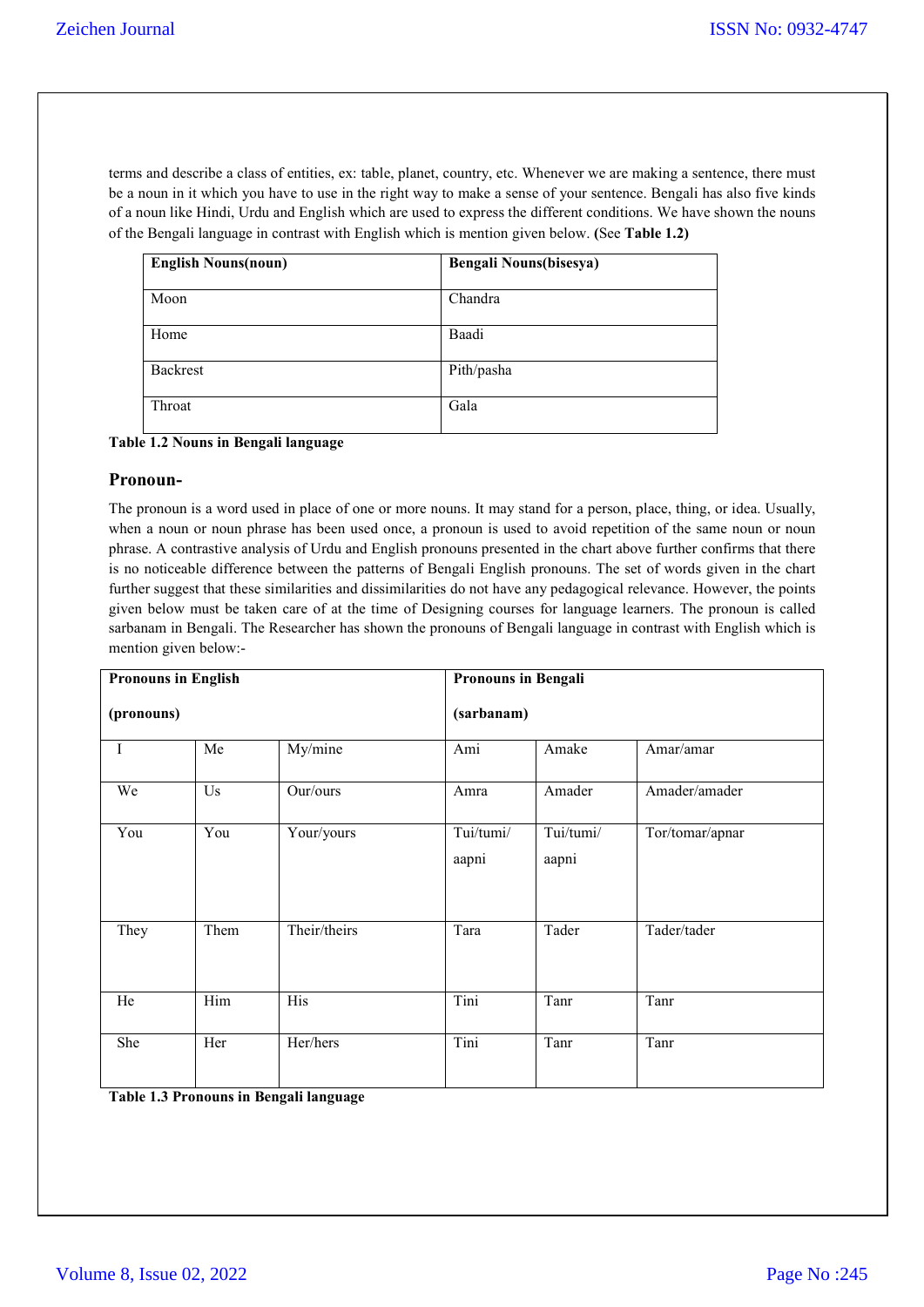terms and describe a class of entities, ex: table, planet, country, etc. Whenever we are making a sentence, there must be a noun in it which you have to use in the right way to make a sense of your sentence. Bengali has also five kinds of a noun like Hindi, Urdu and English which are used to express the different conditions. We have shown the nouns of the Bengali language in contrast with English which is mention given below. **(See Table 1.2)**

| **English Nouns(noun)** | **Bengali Nouns(bisesya)** |
|---|---|
| Moon | Chandra |
| Home | Baadi |
| Backrest | Pith/pasha |
| Throat | Gala |

**Table 1.2 Nouns in Bengali language**

## Pronoun-

The pronoun is a word used in place of one or more nouns. It may stand for a person, place, thing, or idea. Usually, when a noun or noun phrase has been used once, a pronoun is used to avoid repetition of the same noun or noun phrase. A contrastive analysis of Urdu and English pronouns presented in the chart above further confirms that there is no noticeable difference between the patterns of Bengali English pronouns. The set of words given in the chart further suggest that these similarities and dissimilarities do not have any pedagogical relevance. However, the points given below must be taken care of at the time of Designing courses for language learners. The pronoun is called sarbanam in Bengali. The Researcher has shown the pronouns of Bengali language in contrast with English which is mention given below:-

| **Pronouns in English (pronouns)** | | | **Pronouns in Bengali (sarbanam)** | | |
|---|---|---|---|---|---|
| I | Me | My/mine | Ami | Amake | Amar/amar |
| We | Us | Our/ours | Amra | Amader | Amader/amader |
| You | You | Your/yours | Tui/tumi/ aapni | Tui/tumi/ aapni | Tor/tomar/apnar |
| They | Them | Their/theirs | Tara | Tader | Tader/tader |
| He | Him | His | Tini | Tanr | Tanr |
| She | Her | Her/hers | Tini | Tanr | Tanr |

**Table 1.3 Pronouns in Bengali language**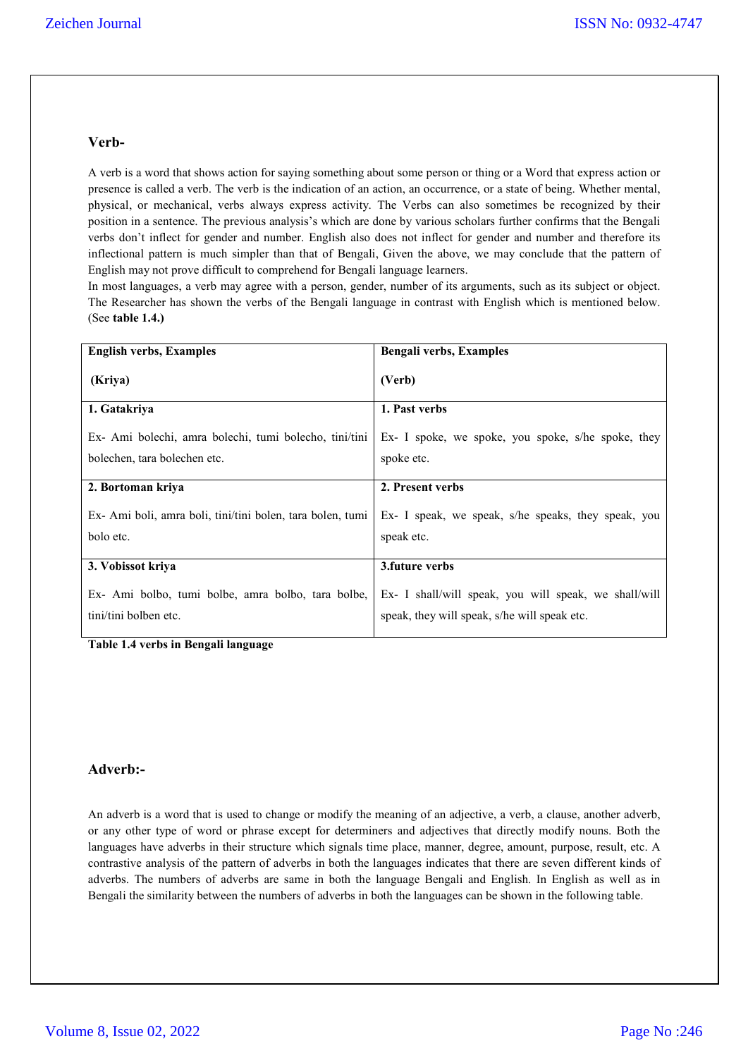## Verb-

A verb is a word that shows action for saying something about some person or thing or a Word that express action or presence is called a verb. The verb is the indication of an action, an occurrence, or a state of being. Whether mental, physical, or mechanical, verbs always express activity. The Verbs can also sometimes be recognized by their position in a sentence. The previous analysis's which are done by various scholars further confirms that the Bengali verbs don't inflect for gender and number. English also does not inflect for gender and number and therefore its inflectional pattern is much simpler than that of Bengali, Given the above, we may conclude that the pattern of English may not prove difficult to comprehend for Bengali language learners.

In most languages, a verb may agree with a person, gender, number of its arguments, such as its subject or object. The Researcher has shown the verbs of the Bengali language in contrast with English which is mentioned below. (See **table 1.4.**)

| **English verbs, Examples**<br><br>**(Kriya)** | **Bengali verbs, Examples**<br><br>**(Verb)** |
|---|---|
| **1. Gatakriya**<br><br>Ex- Ami bolechi, amra bolechi, tumi bolecho, tini/tini bolechen, tara bolechen etc. | **1. Past verbs**<br><br>Ex- I spoke, we spoke, you spoke, s/he spoke, they spoke etc. |
| **2. Bortoman kriya**<br><br>Ex- Ami boli, amra boli, tini/tini bolen, tara bolen, tumi bolo etc. | **2. Present verbs**<br><br>Ex- I speak, we speak, s/he speaks, they speak, you speak etc. |
| **3. Vobissot kriya**<br><br>Ex- Ami bolbo, tumi bolbe, amra bolbo, tara bolbe, tini/tini bolben etc. | **3.future verbs**<br><br>Ex- I shall/will speak, you will speak, we shall/will speak, they will speak, s/he will speak etc. |

**Table 1.4 verbs in Bengali language**

## Adverb:-

An adverb is a word that is used to change or modify the meaning of an adjective, a verb, a clause, another adverb, or any other type of word or phrase except for determiners and adjectives that directly modify nouns. Both the languages have adverbs in their structure which signals time place, manner, degree, amount, purpose, result, etc. A contrastive analysis of the pattern of adverbs in both the languages indicates that there are seven different kinds of adverbs. The numbers of adverbs are same in both the language Bengali and English. In English as well as in Bengali the similarity between the numbers of adverbs in both the languages can be shown in the following table.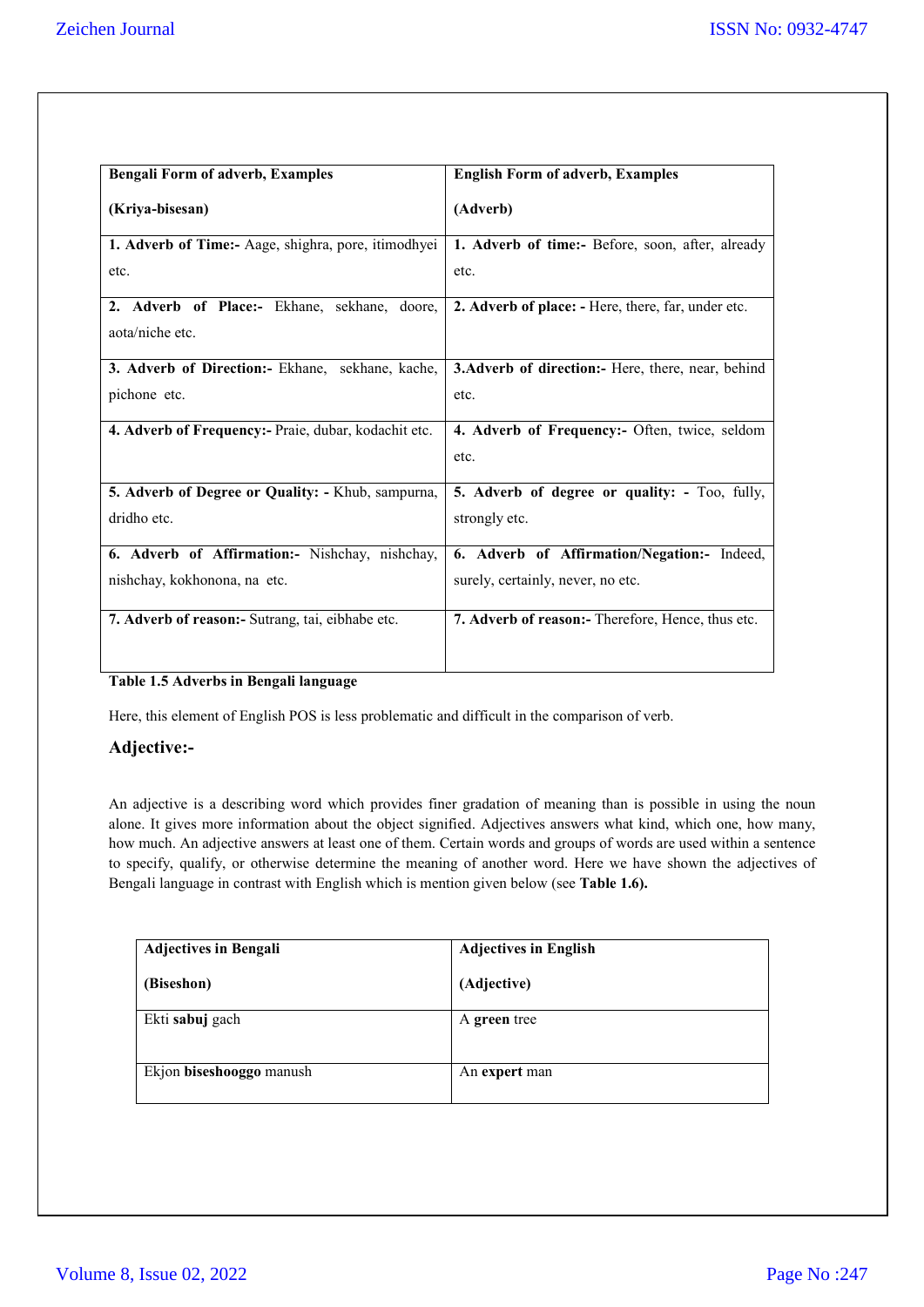| **Bengali Form of adverb, Examples (Kriya-bisesan)** | **English Form of adverb, Examples (Adverb)** |
|---|---|
| **1. Adverb of Time:-** Aage, shighra, pore, itimodhyei etc. | **1. Adverb of time:-** Before, soon, after, already etc. |
| **2. Adverb of Place:-** Ekhane, sekhane, doore, aota/niche etc. | **2. Adverb of place: -** Here, there, far, under etc. |
| **3. Adverb of Direction:-** Ekhane, sekhane, kache, pichone etc. | **3.Adverb of direction:-** Here, there, near, behind etc. |
| **4. Adverb of Frequency:-** Praie, dubar, kodachit etc. | **4. Adverb of Frequency:-** Often, twice, seldom etc. |
| **5. Adverb of Degree or Quality: -** Khub, sampurna, dridho etc. | **5. Adverb of degree or quality: -** Too, fully, strongly etc. |
| **6. Adverb of Affirmation:-** Nishchay, nishchay, nishchay, kokhonona, na etc. | **6. Adverb of Affirmation/Negation:-** Indeed, surely, certainly, never, no etc. |
| **7. Adverb of reason:-** Sutrang, tai, eibhabe etc. | **7. Adverb of reason:-** Therefore, Hence, thus etc. |

**Table 1.5 Adverbs in Bengali language**

Here, this element of English POS is less problematic and difficult in the comparison of verb.

## Adjective:-

An adjective is a describing word which provides finer gradation of meaning than is possible in using the noun alone. It gives more information about the object signified. Adjectives answers what kind, which one, how many, how much. An adjective answers at least one of them. Certain words and groups of words are used within a sentence to specify, qualify, or otherwise determine the meaning of another word. Here we have shown the adjectives of Bengali language in contrast with English which is mention given below (see **Table 1.6).**

| **Adjectives in Bengali (Biseshon)** | **Adjectives in English (Adjective)** |
|---|---|
| Ekti **sabuj** gach | A **green** tree |
| Ekjon **biseshooggo** manush | An **expert** man |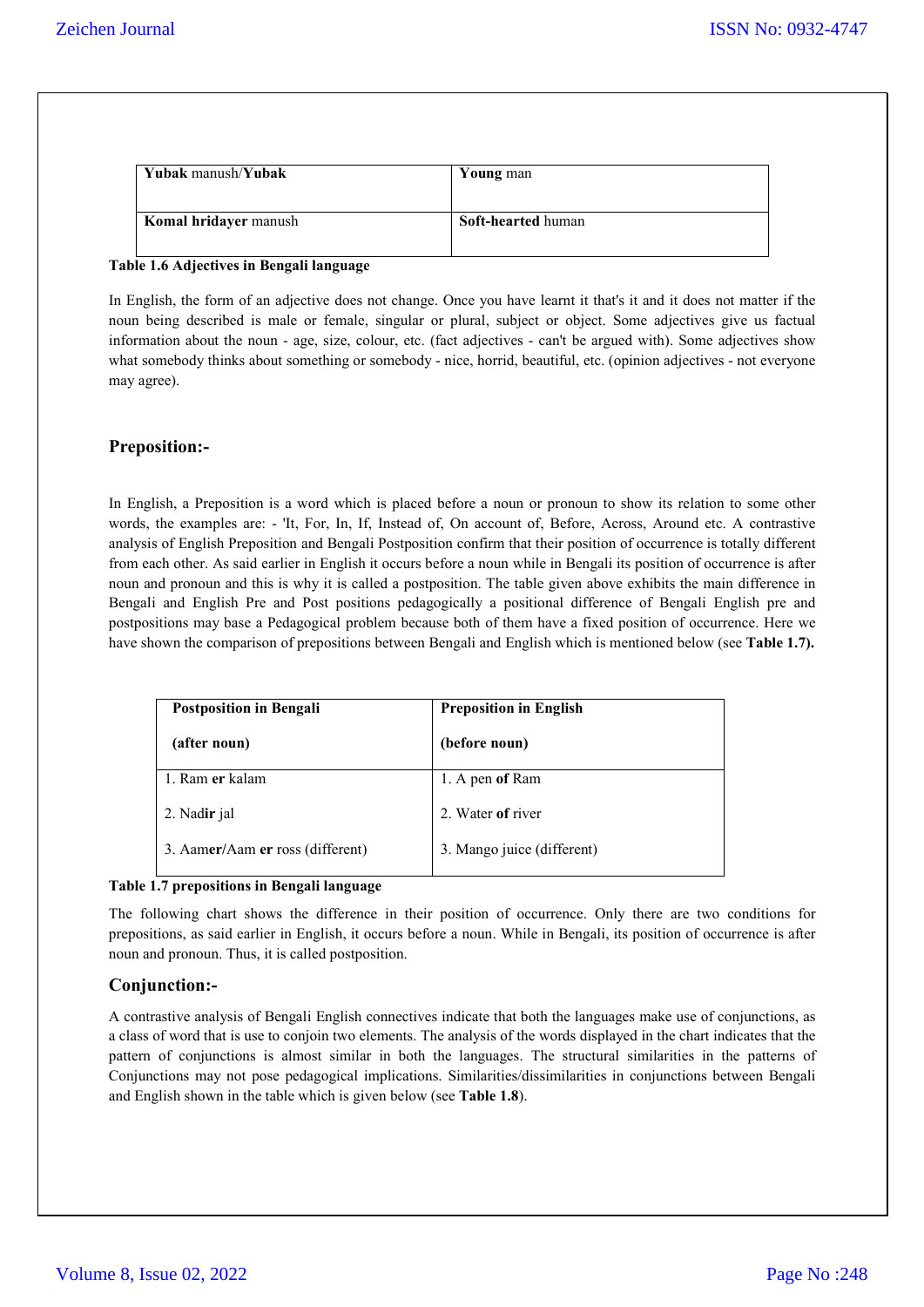| **Yubak** manush/**Yubak** | **Young** man |
|---|---|
| **Komal hridayer** manush | **Soft-hearted** human |

**Table 1.6 Adjectives in Bengali language**

In English, the form of an adjective does not change. Once you have learnt it that's it and it does not matter if the noun being described is male or female, singular or plural, subject or object. Some adjectives give us factual information about the noun - age, size, colour, etc. (fact adjectives - can't be argued with). Some adjectives show what somebody thinks about something or somebody - nice, horrid, beautiful, etc. (opinion adjectives - not everyone may agree).

## Preposition:-

In English, a Preposition is a word which is placed before a noun or pronoun to show its relation to some other words, the examples are: - 'It, For, In, If, Instead of, On account of, Before, Across, Around etc. A contrastive analysis of English Preposition and Bengali Postposition confirm that their position of occurrence is totally different from each other. As said earlier in English it occurs before a noun while in Bengali its position of occurrence is after noun and pronoun and this is why it is called a postposition. The table given above exhibits the main difference in Bengali and English Pre and Post positions pedagogically a positional difference of Bengali English pre and postpositions may base a Pedagogical problem because both of them have a fixed position of occurrence. Here we have shown the comparison of prepositions between Bengali and English which is mentioned below (see **Table 1.7).**

| **Postposition in Bengali** (after noun) | **Preposition in English** (before noun) |
|---|---|
| 1. Ram **er** kalam | 1. A pen **of** Ram |
| 2. Nad**ir** jal | 2. Water **of** river |
| 3. Aam**er**/Aam **er** ross (different) | 3. Mango juice (different) |

**Table 1.7 prepositions in Bengali language**

The following chart shows the difference in their position of occurrence. Only there are two conditions for prepositions, as said earlier in English, it occurs before a noun. While in Bengali, its position of occurrence is after noun and pronoun. Thus, it is called postposition.

## Conjunction:-

A contrastive analysis of Bengali English connectives indicate that both the languages make use of conjunctions, as a class of word that is use to conjoin two elements. The analysis of the words displayed in the chart indicates that the pattern of conjunctions is almost similar in both the languages. The structural similarities in the patterns of Conjunctions may not pose pedagogical implications. Similarities/dissimilarities in conjunctions between Bengali and English shown in the table which is given below (see **Table 1.8**).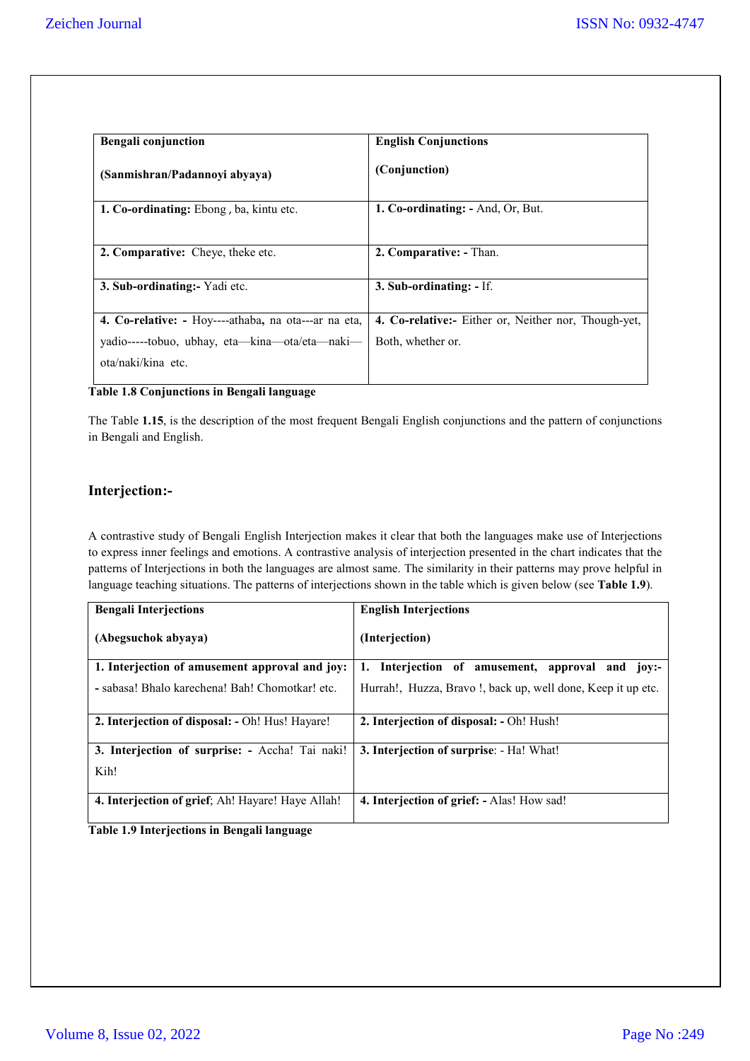| **Bengali conjunction**<br><br>**(Sanmishran/Padannoyi abyaya)** | **English Conjunctions**<br><br>**(Conjunction)** |
|---|---|
| **1. Co-ordinating:** Ebong , ba, kintu etc. | **1. Co-ordinating: -** And, Or, But. |
| **2. Comparative:** Cheye, theke etc. | **2. Comparative: -** Than. |
| **3. Sub-ordinating:-** Yadi etc. | **3. Sub-ordinating: -** If. |
| **4. Co-relative: -** Hoy----athaba**,** na ota---ar na eta, yadio-----tobuo, ubhay, eta—kina—ota/eta—naki—ota/naki/kina etc. | **4. Co-relative:-** Either or, Neither nor, Though-yet, Both, whether or. |

**Table 1.8 Conjunctions in Bengali language**

The Table **1.15**, is the description of the most frequent Bengali English conjunctions and the pattern of conjunctions in Bengali and English.

## Interjection:-

A contrastive study of Bengali English Interjection makes it clear that both the languages make use of Interjections to express inner feelings and emotions. A contrastive analysis of interjection presented in the chart indicates that the patterns of Interjections in both the languages are almost same. The similarity in their patterns may prove helpful in language teaching situations. The patterns of interjections shown in the table which is given below (see **Table 1.9**).

| **Bengali Interjections**<br><br>**(Abegsuchok abyaya)** | **English Interjections**<br><br>**(Interjection)** |
|---|---|
| **1. Interjection of amusement approval and joy: -** sabasa! Bhalo karechena! Bah! Chomotkar! etc. | **1. Interjection of amusement, approval and joy:-** Hurrah!, Huzza, Bravo !, back up, well done, Keep it up etc. |
| **2. Interjection of disposal: -** Oh! Hus! Hayare! | **2. Interjection of disposal: -** Oh! Hush! |
| **3. Interjection of surprise: -** Accha! Tai naki! Kih! | **3. Interjection of surprise**: - Ha! What! |
| **4. Interjection of grief**; Ah! Hayare! Haye Allah! | **4. Interjection of grief: -** Alas! How sad! |

**Table 1.9 Interjections in Bengali language**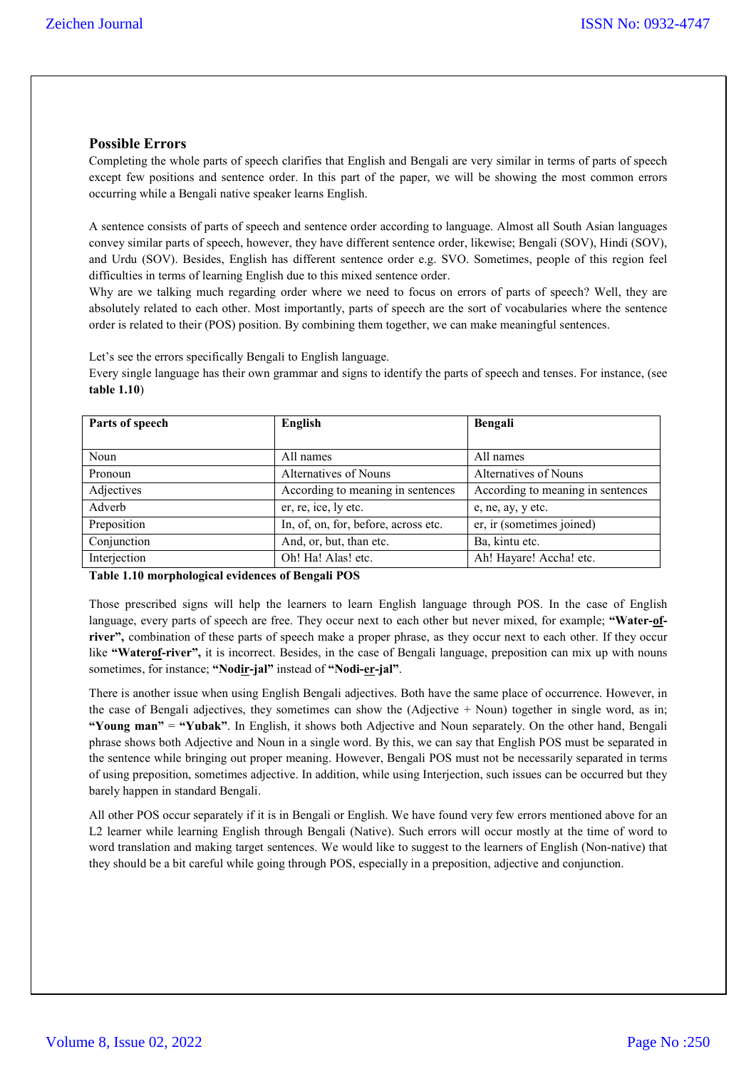## Possible Errors

Completing the whole parts of speech clarifies that English and Bengali are very similar in terms of parts of speech except few positions and sentence order. In this part of the paper, we will be showing the most common errors occurring while a Bengali native speaker learns English.

A sentence consists of parts of speech and sentence order according to language. Almost all South Asian languages convey similar parts of speech, however, they have different sentence order, likewise; Bengali (SOV), Hindi (SOV), and Urdu (SOV). Besides, English has different sentence order e.g. SVO. Sometimes, people of this region feel difficulties in terms of learning English due to this mixed sentence order.

Why are we talking much regarding order where we need to focus on errors of parts of speech? Well, they are absolutely related to each other. Most importantly, parts of speech are the sort of vocabularies where the sentence order is related to their (POS) position. By combining them together, we can make meaningful sentences.

Let's see the errors specifically Bengali to English language.

Every single language has their own grammar and signs to identify the parts of speech and tenses. For instance, (see **table 1.10**)

| **Parts of speech** | **English** | **Bengali** |
|---|---|---|
| Noun | All names | All names |
| Pronoun | Alternatives of Nouns | Alternatives of Nouns |
| Adjectives | According to meaning in sentences | According to meaning in sentences |
| Adverb | er, re, ice, ly etc. | e, ne, ay, y etc. |
| Preposition | In, of, on, for, before, across etc. | er, ir (sometimes joined) |
| Conjunction | And, or, but, than etc. | Ba, kintu etc. |
| Interjection | Oh! Ha! Alas! etc. | Ah! Hayare! Accha! etc. |

**Table 1.10 morphological evidences of Bengali POS**

Those prescribed signs will help the learners to learn English language through POS. In the case of English language, every parts of speech are free. They occur next to each other but never mixed, for example; **"Water-of-river",** combination of these parts of speech make a proper phrase, as they occur next to each other. If they occur like **"Waterof-river",** it is incorrect. Besides, in the case of Bengali language, preposition can mix up with nouns sometimes, for instance; **"Nodir-jal"** instead of **"Nodi-er-jal"**.

There is another issue when using English Bengali adjectives. Both have the same place of occurrence. However, in the case of Bengali adjectives, they sometimes can show the (Adjective + Noun) together in single word, as in; **"Young man"** = **"Yubak"**. In English, it shows both Adjective and Noun separately. On the other hand, Bengali phrase shows both Adjective and Noun in a single word. By this, we can say that English POS must be separated in the sentence while bringing out proper meaning. However, Bengali POS must not be necessarily separated in terms of using preposition, sometimes adjective. In addition, while using Interjection, such issues can be occurred but they barely happen in standard Bengali.

All other POS occur separately if it is in Bengali or English. We have found very few errors mentioned above for an L2 learner while learning English through Bengali (Native). Such errors will occur mostly at the time of word to word translation and making target sentences. We would like to suggest to the learners of English (Non-native) that they should be a bit careful while going through POS, especially in a preposition, adjective and conjunction.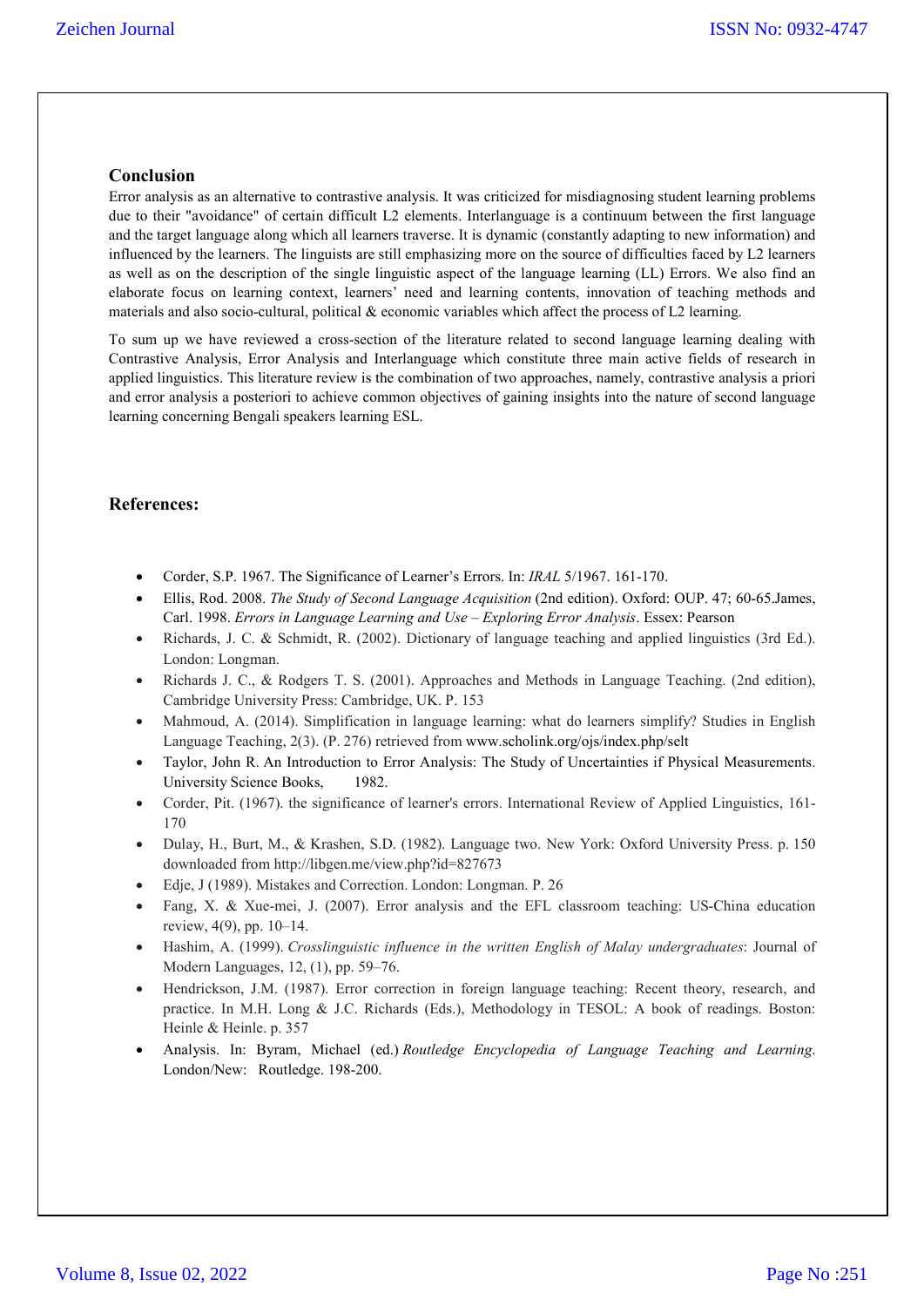## Conclusion

Error analysis as an alternative to contrastive analysis. It was criticized for misdiagnosing student learning problems due to their "avoidance" of certain difficult L2 elements. Interlanguage is a continuum between the first language and the target language along which all learners traverse. It is dynamic (constantly adapting to new information) and influenced by the learners. The linguists are still emphasizing more on the source of difficulties faced by L2 learners as well as on the description of the single linguistic aspect of the language learning (LL) Errors. We also find an elaborate focus on learning context, learners' need and learning contents, innovation of teaching methods and materials and also socio-cultural, political & economic variables which affect the process of L2 learning.

To sum up we have reviewed a cross-section of the literature related to second language learning dealing with Contrastive Analysis, Error Analysis and Interlanguage which constitute three main active fields of research in applied linguistics. This literature review is the combination of two approaches, namely, contrastive analysis a priori and error analysis a posteriori to achieve common objectives of gaining insights into the nature of second language learning concerning Bengali speakers learning ESL.

## References:

- Corder, S.P. 1967. The Significance of Learner's Errors. In: *IRAL* 5/1967. 161-170.
- Ellis, Rod. 2008. *The Study of Second Language Acquisition* (2nd edition). Oxford: OUP. 47; 60-65.James, Carl. 1998. *Errors in Language Learning and Use – Exploring Error Analysis*. Essex: Pearson
- Richards, J. C. & Schmidt, R. (2002). Dictionary of language teaching and applied linguistics (3rd Ed.). London: Longman.
- Richards J. C., & Rodgers T. S. (2001). Approaches and Methods in Language Teaching. (2nd edition), Cambridge University Press: Cambridge, UK. P. 153
- Mahmoud, A. (2014). Simplification in language learning: what do learners simplify? Studies in English Language Teaching, 2(3). (P. 276) retrieved from www.scholink.org/ojs/index.php/selt
- Taylor, John R. An Introduction to Error Analysis: The Study of Uncertainties if Physical Measurements. University Science Books, 1982.
- Corder, Pit. (1967). the significance of learner's errors. International Review of Applied Linguistics, 161-170
- Dulay, H., Burt, M., & Krashen, S.D. (1982). Language two. New York: Oxford University Press. p. 150 downloaded from http://libgen.me/view.php?id=827673
- Edje, J (1989). Mistakes and Correction. London: Longman. P. 26
- Fang, X. & Xue-mei, J. (2007). Error analysis and the EFL classroom teaching: US-China education review, 4(9), pp. 10–14.
- Hashim, A. (1999). *Crosslinguistic influence in the written English of Malay undergraduates*: Journal of Modern Languages, 12, (1), pp. 59–76.
- Hendrickson, J.M. (1987). Error correction in foreign language teaching: Recent theory, research, and practice. In M.H. Long & J.C. Richards (Eds.), Methodology in TESOL: A book of readings. Boston: Heinle & Heinle. p. 357
- Analysis. In: Byram, Michael (ed.) *Routledge Encyclopedia of Language Teaching and Learning*. London/New: Routledge. 198-200.